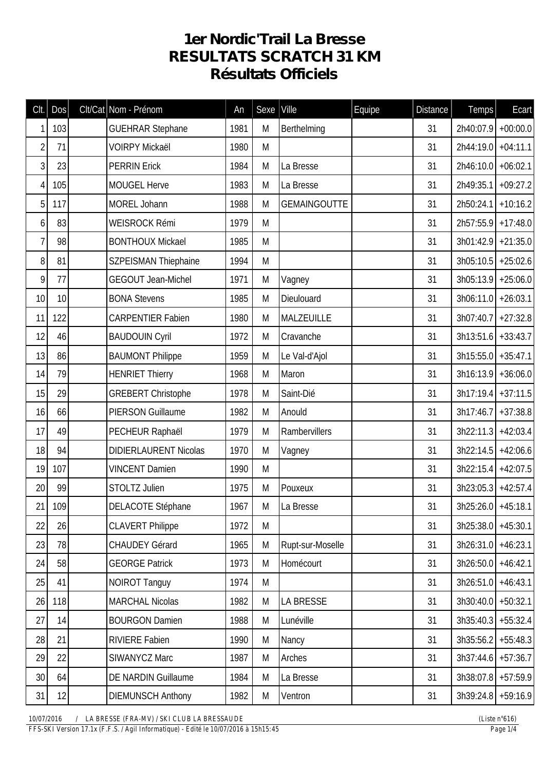# 1er Nordic'Trail La Bresse
# RESULTATS SCRATCH 31 KM
# Résultats Officiels

| Clt. | Dos | Clt/Cat | Nom - Prénom | An | Sexe | Ville | Equipe | Distance | Temps | Ecart |
|---|---|---|---|---|---|---|---|---|---|---|
| 1 | 103 | | GUEHRAR Stephane | 1981 | M | Berthelming | | 31 | 2h40:07.9 | +00:00.0 |
| 2 | 71 | | VOIRPY Mickaël | 1980 | M | | | 31 | 2h44:19.0 | +04:11.1 |
| 3 | 23 | | PERRIN Erick | 1984 | M | La Bresse | | 31 | 2h46:10.0 | +06:02.1 |
| 4 | 105 | | MOUGEL Herve | 1983 | M | La Bresse | | 31 | 2h49:35.1 | +09:27.2 |
| 5 | 117 | | MOREL Johann | 1988 | M | GEMAINGOUTTE | | 31 | 2h50:24.1 | +10:16.2 |
| 6 | 83 | | WEISROCK Rémi | 1979 | M | | | 31 | 2h57:55.9 | +17:48.0 |
| 7 | 98 | | BONTHOUX Mickael | 1985 | M | | | 31 | 3h01:42.9 | +21:35.0 |
| 8 | 81 | | SZPEISMAN Thiephaine | 1994 | M | | | 31 | 3h05:10.5 | +25:02.6 |
| 9 | 77 | | GEGOUT Jean-Michel | 1971 | M | Vagney | | 31 | 3h05:13.9 | +25:06.0 |
| 10 | 10 | | BONA Stevens | 1985 | M | Dieulouard | | 31 | 3h06:11.0 | +26:03.1 |
| 11 | 122 | | CARPENTIER Fabien | 1980 | M | MALZEUILLE | | 31 | 3h07:40.7 | +27:32.8 |
| 12 | 46 | | BAUDOUIN Cyril | 1972 | M | Cravanche | | 31 | 3h13:51.6 | +33:43.7 |
| 13 | 86 | | BAUMONT Philippe | 1959 | M | Le Val-d'Ajol | | 31 | 3h15:55.0 | +35:47.1 |
| 14 | 79 | | HENRIET Thierry | 1968 | M | Maron | | 31 | 3h16:13.9 | +36:06.0 |
| 15 | 29 | | GREBERT Christophe | 1978 | M | Saint-Dié | | 31 | 3h17:19.4 | +37:11.5 |
| 16 | 66 | | PIERSON Guillaume | 1982 | M | Anould | | 31 | 3h17:46.7 | +37:38.8 |
| 17 | 49 | | PECHEUR Raphaël | 1979 | M | Rambervillers | | 31 | 3h22:11.3 | +42:03.4 |
| 18 | 94 | | DIDIERLAURENT Nicolas | 1970 | M | Vagney | | 31 | 3h22:14.5 | +42:06.6 |
| 19 | 107 | | VINCENT Damien | 1990 | M | | | 31 | 3h22:15.4 | +42:07.5 |
| 20 | 99 | | STOLTZ Julien | 1975 | M | Pouxeux | | 31 | 3h23:05.3 | +42:57.4 |
| 21 | 109 | | DELACOTE Stéphane | 1967 | M | La Bresse | | 31 | 3h25:26.0 | +45:18.1 |
| 22 | 26 | | CLAVERT Philippe | 1972 | M | | | 31 | 3h25:38.0 | +45:30.1 |
| 23 | 78 | | CHAUDEY Gérard | 1965 | M | Rupt-sur-Moselle | | 31 | 3h26:31.0 | +46:23.1 |
| 24 | 58 | | GEORGE Patrick | 1973 | M | Homécourt | | 31 | 3h26:50.0 | +46:42.1 |
| 25 | 41 | | NOIROT Tanguy | 1974 | M | | | 31 | 3h26:51.0 | +46:43.1 |
| 26 | 118 | | MARCHAL Nicolas | 1982 | M | LA BRESSE | | 31 | 3h30:40.0 | +50:32.1 |
| 27 | 14 | | BOURGON Damien | 1988 | M | Lunéville | | 31 | 3h35:40.3 | +55:32.4 |
| 28 | 21 | | RIVIERE Fabien | 1990 | M | Nancy | | 31 | 3h35:56.2 | +55:48.3 |
| 29 | 22 | | SIWANYCZ Marc | 1987 | M | Arches | | 31 | 3h37:44.6 | +57:36.7 |
| 30 | 64 | | DE NARDIN Guillaume | 1984 | M | La Bresse | | 31 | 3h38:07.8 | +57:59.9 |
| 31 | 12 | | DIEMUNSCH Anthony | 1982 | M | Ventron | | 31 | 3h39:24.8 | +59:16.9 |

10/07/2016 / LA BRESSE (FRA-MV) / SKI CLUB LA BRESSAUDE (Liste n°616)

FFS-SKI Version 17.1x (F.F.S. / Agil Informatique) - Edité le 10/07/2016 à 15h15:45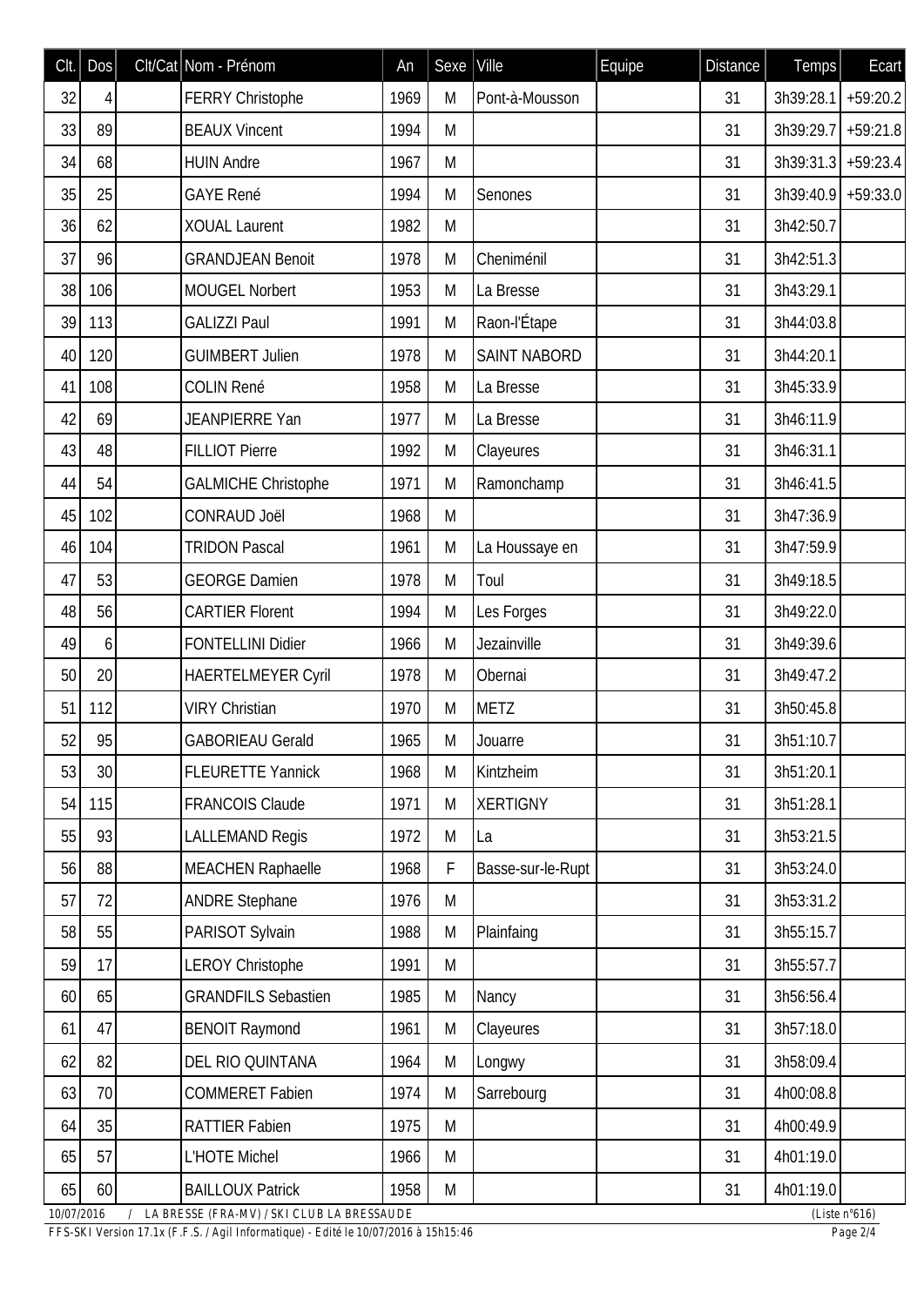| Clt. | Dos | Clt/Cat | Nom - Prénom | An | Sexe | Ville | Equipe | Distance | Temps | Ecart |
|---|---|---|---|---|---|---|---|---|---|---|
| 32 | 4 | | FERRY Christophe | 1969 | M | Pont-à-Mousson | | 31 | 3h39:28.1 | +59:20.2 |
| 33 | 89 | | BEAUX Vincent | 1994 | M | | | 31 | 3h39:29.7 | +59:21.8 |
| 34 | 68 | | HUIN Andre | 1967 | M | | | 31 | 3h39:31.3 | +59:23.4 |
| 35 | 25 | | GAYE René | 1994 | M | Senones | | 31 | 3h39:40.9 | +59:33.0 |
| 36 | 62 | | XOUAL Laurent | 1982 | M | | | 31 | 3h42:50.7 | |
| 37 | 96 | | GRANDJEAN Benoit | 1978 | M | Cheniménil | | 31 | 3h42:51.3 | |
| 38 | 106 | | MOUGEL Norbert | 1953 | M | La Bresse | | 31 | 3h43:29.1 | |
| 39 | 113 | | GALIZZI Paul | 1991 | M | Raon-l'Étape | | 31 | 3h44:03.8 | |
| 40 | 120 | | GUIMBERT Julien | 1978 | M | SAINT NABORD | | 31 | 3h44:20.1 | |
| 41 | 108 | | COLIN René | 1958 | M | La Bresse | | 31 | 3h45:33.9 | |
| 42 | 69 | | JEANPIERRE Yan | 1977 | M | La Bresse | | 31 | 3h46:11.9 | |
| 43 | 48 | | FILLIOT Pierre | 1992 | M | Clayeures | | 31 | 3h46:31.1 | |
| 44 | 54 | | GALMICHE Christophe | 1971 | M | Ramonchamp | | 31 | 3h46:41.5 | |
| 45 | 102 | | CONRAUD Joël | 1968 | M | | | 31 | 3h47:36.9 | |
| 46 | 104 | | TRIDON Pascal | 1961 | M | La Houssaye en | | 31 | 3h47:59.9 | |
| 47 | 53 | | GEORGE Damien | 1978 | M | Toul | | 31 | 3h49:18.5 | |
| 48 | 56 | | CARTIER Florent | 1994 | M | Les Forges | | 31 | 3h49:22.0 | |
| 49 | 6 | | FONTELLINI Didier | 1966 | M | Jezainville | | 31 | 3h49:39.6 | |
| 50 | 20 | | HAERTELMEYER Cyril | 1978 | M | Obernai | | 31 | 3h49:47.2 | |
| 51 | 112 | | VIRY Christian | 1970 | M | METZ | | 31 | 3h50:45.8 | |
| 52 | 95 | | GABORIEAU Gerald | 1965 | M | Jouarre | | 31 | 3h51:10.7 | |
| 53 | 30 | | FLEURETTE Yannick | 1968 | M | Kintzheim | | 31 | 3h51:20.1 | |
| 54 | 115 | | FRANCOIS Claude | 1971 | M | XERTIGNY | | 31 | 3h51:28.1 | |
| 55 | 93 | | LALLEMAND Regis | 1972 | M | La | | 31 | 3h53:21.5 | |
| 56 | 88 | | MEACHEN Raphaelle | 1968 | F | Basse-sur-le-Rupt | | 31 | 3h53:24.0 | |
| 57 | 72 | | ANDRE Stephane | 1976 | M | | | 31 | 3h53:31.2 | |
| 58 | 55 | | PARISOT Sylvain | 1988 | M | Plainfaing | | 31 | 3h55:15.7 | |
| 59 | 17 | | LEROY Christophe | 1991 | M | | | 31 | 3h55:57.7 | |
| 60 | 65 | | GRANDFILS Sebastien | 1985 | M | Nancy | | 31 | 3h56:56.4 | |
| 61 | 47 | | BENOIT Raymond | 1961 | M | Clayeures | | 31 | 3h57:18.0 | |
| 62 | 82 | | DEL RIO QUINTANA | 1964 | M | Longwy | | 31 | 3h58:09.4 | |
| 63 | 70 | | COMMERET Fabien | 1974 | M | Sarrebourg | | 31 | 4h00:08.8 | |
| 64 | 35 | | RATTIER Fabien | 1975 | M | | | 31 | 4h00:49.9 | |
| 65 | 57 | | L'HOTE Michel | 1966 | M | | | 31 | 4h01:19.0 | |
| 65 | 60 | | BAILLOUX Patrick | 1958 | M | | | 31 | 4h01:19.0 | |

10/07/2016 / LA BRESSE (FRA-MV) / SKI CLUB LA BRESSAUDE (Liste n°616)

FFS-SKI Version 17.1x (F.F.S. / Agil Informatique) - Edité le 10/07/2016 à 15h15:46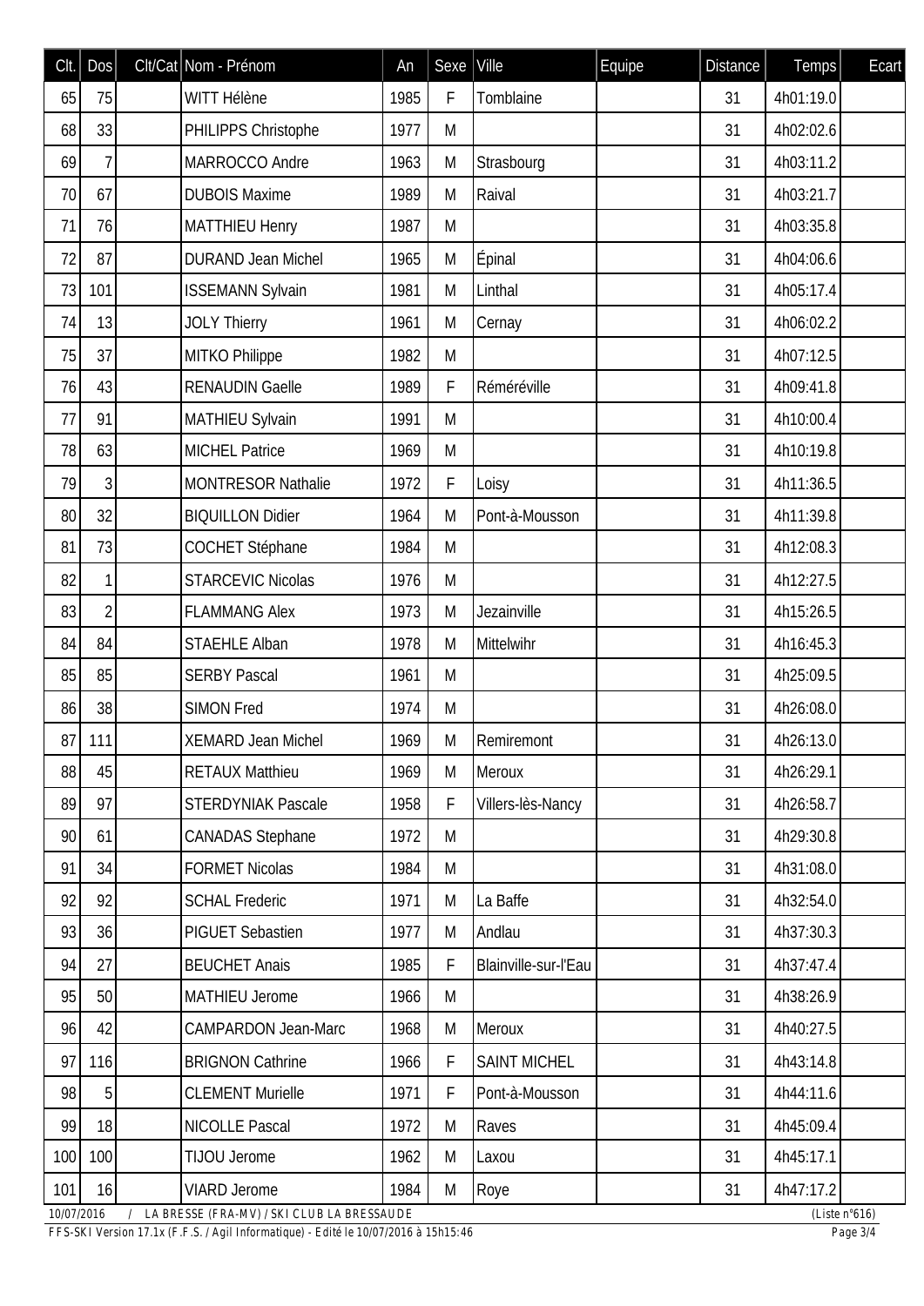| Clt. | Dos | Clt/Cat | Nom - Prénom | An | Sexe | Ville | Equipe | Distance | Temps | Ecart |
|---|---|---|---|---|---|---|---|---|---|---|
| 65 | 75 | | WITT Hélène | 1985 | F | Tomblaine | | 31 | 4h01:19.0 | |
| 68 | 33 | | PHILIPPS Christophe | 1977 | M | | | 31 | 4h02:02.6 | |
| 69 | 7 | | MARROCCO Andre | 1963 | M | Strasbourg | | 31 | 4h03:11.2 | |
| 70 | 67 | | DUBOIS Maxime | 1989 | M | Raival | | 31 | 4h03:21.7 | |
| 71 | 76 | | MATTHIEU Henry | 1987 | M | | | 31 | 4h03:35.8 | |
| 72 | 87 | | DURAND Jean Michel | 1965 | M | Épinal | | 31 | 4h04:06.6 | |
| 73 | 101 | | ISSEMANN Sylvain | 1981 | M | Linthal | | 31 | 4h05:17.4 | |
| 74 | 13 | | JOLY Thierry | 1961 | M | Cernay | | 31 | 4h06:02.2 | |
| 75 | 37 | | MITKO Philippe | 1982 | M | | | 31 | 4h07:12.5 | |
| 76 | 43 | | RENAUDIN Gaelle | 1989 | F | Réméréville | | 31 | 4h09:41.8 | |
| 77 | 91 | | MATHIEU Sylvain | 1991 | M | | | 31 | 4h10:00.4 | |
| 78 | 63 | | MICHEL Patrice | 1969 | M | | | 31 | 4h10:19.8 | |
| 79 | 3 | | MONTRESOR Nathalie | 1972 | F | Loisy | | 31 | 4h11:36.5 | |
| 80 | 32 | | BIQUILLON Didier | 1964 | M | Pont-à-Mousson | | 31 | 4h11:39.8 | |
| 81 | 73 | | COCHET Stéphane | 1984 | M | | | 31 | 4h12:08.3 | |
| 82 | 1 | | STARCEVIC Nicolas | 1976 | M | | | 31 | 4h12:27.5 | |
| 83 | 2 | | FLAMMANG Alex | 1973 | M | Jezainville | | 31 | 4h15:26.5 | |
| 84 | 84 | | STAEHLE Alban | 1978 | M | Mittelwihr | | 31 | 4h16:45.3 | |
| 85 | 85 | | SERBY Pascal | 1961 | M | | | 31 | 4h25:09.5 | |
| 86 | 38 | | SIMON Fred | 1974 | M | | | 31 | 4h26:08.0 | |
| 87 | 111 | | XEMARD Jean Michel | 1969 | M | Remiremont | | 31 | 4h26:13.0 | |
| 88 | 45 | | RETAUX Matthieu | 1969 | M | Meroux | | 31 | 4h26:29.1 | |
| 89 | 97 | | STERDYNIAK Pascale | 1958 | F | Villers-lès-Nancy | | 31 | 4h26:58.7 | |
| 90 | 61 | | CANADAS Stephane | 1972 | M | | | 31 | 4h29:30.8 | |
| 91 | 34 | | FORMET Nicolas | 1984 | M | | | 31 | 4h31:08.0 | |
| 92 | 92 | | SCHAL Frederic | 1971 | M | La Baffe | | 31 | 4h32:54.0 | |
| 93 | 36 | | PIGUET Sebastien | 1977 | M | Andlau | | 31 | 4h37:30.3 | |
| 94 | 27 | | BEUCHET Anais | 1985 | F | Blainville-sur-l'Eau | | 31 | 4h37:47.4 | |
| 95 | 50 | | MATHIEU Jerome | 1966 | M | | | 31 | 4h38:26.9 | |
| 96 | 42 | | CAMPARDON Jean-Marc | 1968 | M | Meroux | | 31 | 4h40:27.5 | |
| 97 | 116 | | BRIGNON Cathrine | 1966 | F | SAINT MICHEL | | 31 | 4h43:14.8 | |
| 98 | 5 | | CLEMENT Murielle | 1971 | F | Pont-à-Mousson | | 31 | 4h44:11.6 | |
| 99 | 18 | | NICOLLE Pascal | 1972 | M | Raves | | 31 | 4h45:09.4 | |
| 100 | 100 | | TIJOU Jerome | 1962 | M | Laxou | | 31 | 4h45:17.1 | |
| 101 | 16 | | VIARD Jerome | 1984 | M | Roye | | 31 | 4h47:17.2 | |

10/07/2016 / LA BRESSE (FRA-MV) / SKI CLUB LA BRESSAUDE (Liste n°616)

FFS-SKI Version 17.1x (F.F.S. / Agil Informatique) - Edité le 10/07/2016 à 15h15:46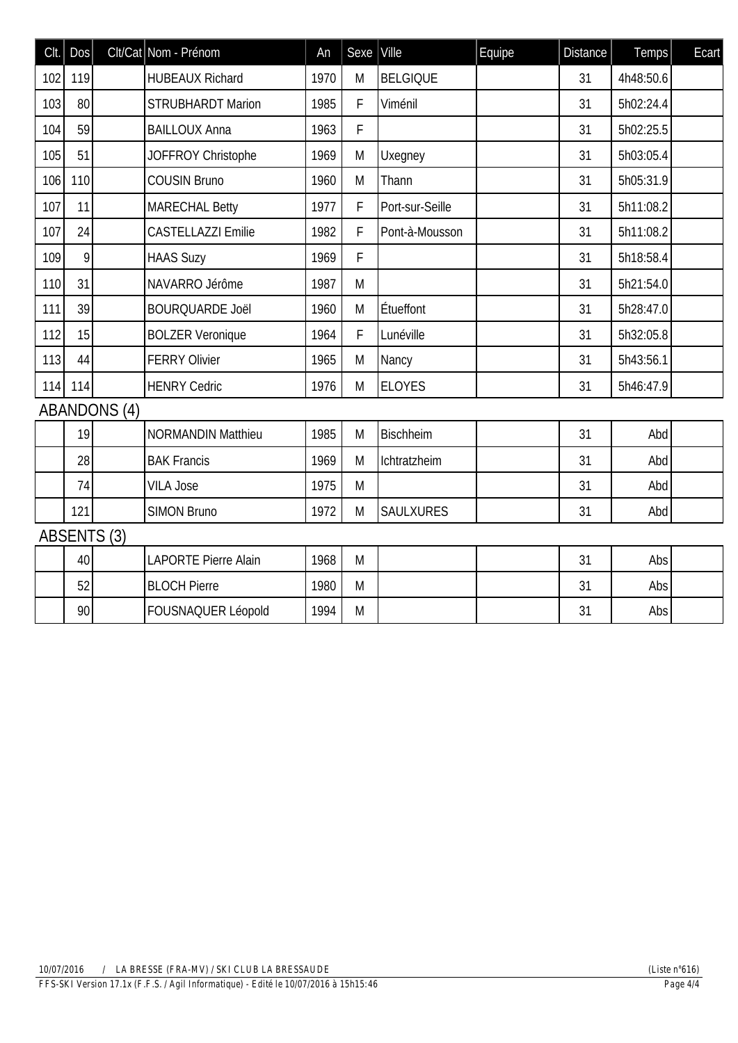| Clt. | Dos | Clt/Cat | Nom - Prénom | An | Sexe | Ville | Equipe | Distance | Temps | Ecart |
|---|---|---|---|---|---|---|---|---|---|---|
| 102 | 119 | | HUBEAUX Richard | 1970 | M | BELGIQUE | | 31 | 4h48:50.6 | |
| 103 | 80 | | STRUBHARDT Marion | 1985 | F | Viménil | | 31 | 5h02:24.4 | |
| 104 | 59 | | BAILLOUX Anna | 1963 | F | | | 31 | 5h02:25.5 | |
| 105 | 51 | | JOFFROY Christophe | 1969 | M | Uxegney | | 31 | 5h03:05.4 | |
| 106 | 110 | | COUSIN Bruno | 1960 | M | Thann | | 31 | 5h05:31.9 | |
| 107 | 11 | | MARECHAL Betty | 1977 | F | Port-sur-Seille | | 31 | 5h11:08.2 | |
| 107 | 24 | | CASTELLAZZI Emilie | 1982 | F | Pont-à-Mousson | | 31 | 5h11:08.2 | |
| 109 | 9 | | HAAS Suzy | 1969 | F | | | 31 | 5h18:58.4 | |
| 110 | 31 | | NAVARRO Jérôme | 1987 | M | | | 31 | 5h21:54.0 | |
| 111 | 39 | | BOURQUARDE Joël | 1960 | M | Étueffont | | 31 | 5h28:47.0 | |
| 112 | 15 | | BOLZER Veronique | 1964 | F | Lunéville | | 31 | 5h32:05.8 | |
| 113 | 44 | | FERRY Olivier | 1965 | M | Nancy | | 31 | 5h43:56.1 | |
| 114 | 114 | | HENRY Cedric | 1976 | M | ELOYES | | 31 | 5h46:47.9 | |

ABANDONS (4)

| Clt. | Dos | Clt/Cat | Nom - Prénom | An | Sexe | Ville | Equipe | Distance | Temps | Ecart |
|---|---|---|---|---|---|---|---|---|---|---|
| | 19 | | NORMANDIN Matthieu | 1985 | M | Bischheim | | 31 | Abd | |
| | 28 | | BAK Francis | 1969 | M | Ichtratzheim | | 31 | Abd | |
| | 74 | | VILA Jose | 1975 | M | | | 31 | Abd | |
| | 121 | | SIMON Bruno | 1972 | M | SAULXURES | | 31 | Abd | |

ABSENTS (3)

| Clt. | Dos | Clt/Cat | Nom - Prénom | An | Sexe | Ville | Equipe | Distance | Temps | Ecart |
|---|---|---|---|---|---|---|---|---|---|---|
| | 40 | | LAPORTE Pierre Alain | 1968 | M | | | 31 | Abs | |
| | 52 | | BLOCH Pierre | 1980 | M | | | 31 | Abs | |
| | 90 | | FOUSNAQUER Léopold | 1994 | M | | | 31 | Abs | |